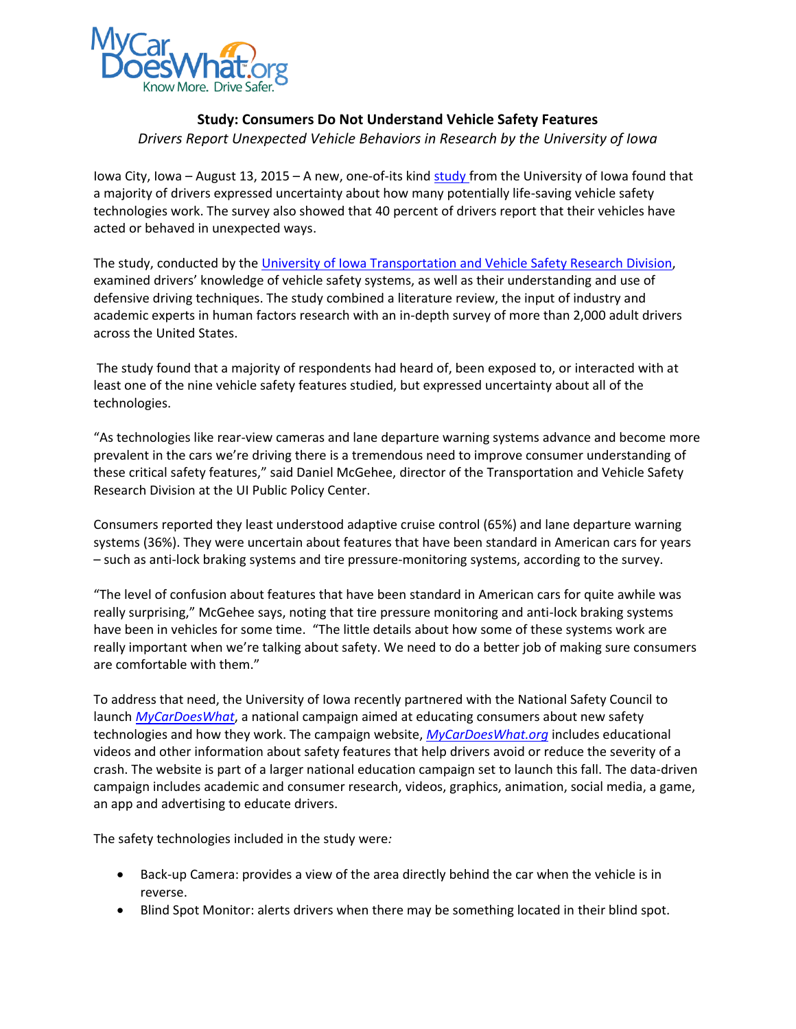MyCarDoesWhat.org
Know More. Drive Safer.

## Study: Consumers Do Not Understand Vehicle Safety Features

*Drivers Report Unexpected Vehicle Behaviors in Research by the University of Iowa*

Iowa City, Iowa – August 13, 2015 – A new, one-of-its kind study from the University of Iowa found that a majority of drivers expressed uncertainty about how many potentially life-saving vehicle safety technologies work. The survey also showed that 40 percent of drivers report that their vehicles have acted or behaved in unexpected ways.

The study, conducted by the University of Iowa Transportation and Vehicle Safety Research Division, examined drivers' knowledge of vehicle safety systems, as well as their understanding and use of defensive driving techniques. The study combined a literature review, the input of industry and academic experts in human factors research with an in-depth survey of more than 2,000 adult drivers across the United States.

The study found that a majority of respondents had heard of, been exposed to, or interacted with at least one of the nine vehicle safety features studied, but expressed uncertainty about all of the technologies.

"As technologies like rear-view cameras and lane departure warning systems advance and become more prevalent in the cars we're driving there is a tremendous need to improve consumer understanding of these critical safety features," said Daniel McGehee, director of the Transportation and Vehicle Safety Research Division at the UI Public Policy Center.

Consumers reported they least understood adaptive cruise control (65%) and lane departure warning systems (36%). They were uncertain about features that have been standard in American cars for years – such as anti-lock braking systems and tire pressure-monitoring systems, according to the survey.

"The level of confusion about features that have been standard in American cars for quite awhile was really surprising," McGehee says, noting that tire pressure monitoring and anti-lock braking systems have been in vehicles for some time. "The little details about how some of these systems work are really important when we're talking about safety. We need to do a better job of making sure consumers are comfortable with them."

To address that need, the University of Iowa recently partnered with the National Safety Council to launch *MyCarDoesWhat*, a national campaign aimed at educating consumers about new safety technologies and how they work. The campaign website, *MyCarDoesWhat.org* includes educational videos and other information about safety features that help drivers avoid or reduce the severity of a crash. The website is part of a larger national education campaign set to launch this fall. The data-driven campaign includes academic and consumer research, videos, graphics, animation, social media, a game, an app and advertising to educate drivers.

The safety technologies included in the study were*:*

- Back-up Camera: provides a view of the area directly behind the car when the vehicle is in reverse.
- Blind Spot Monitor: alerts drivers when there may be something located in their blind spot.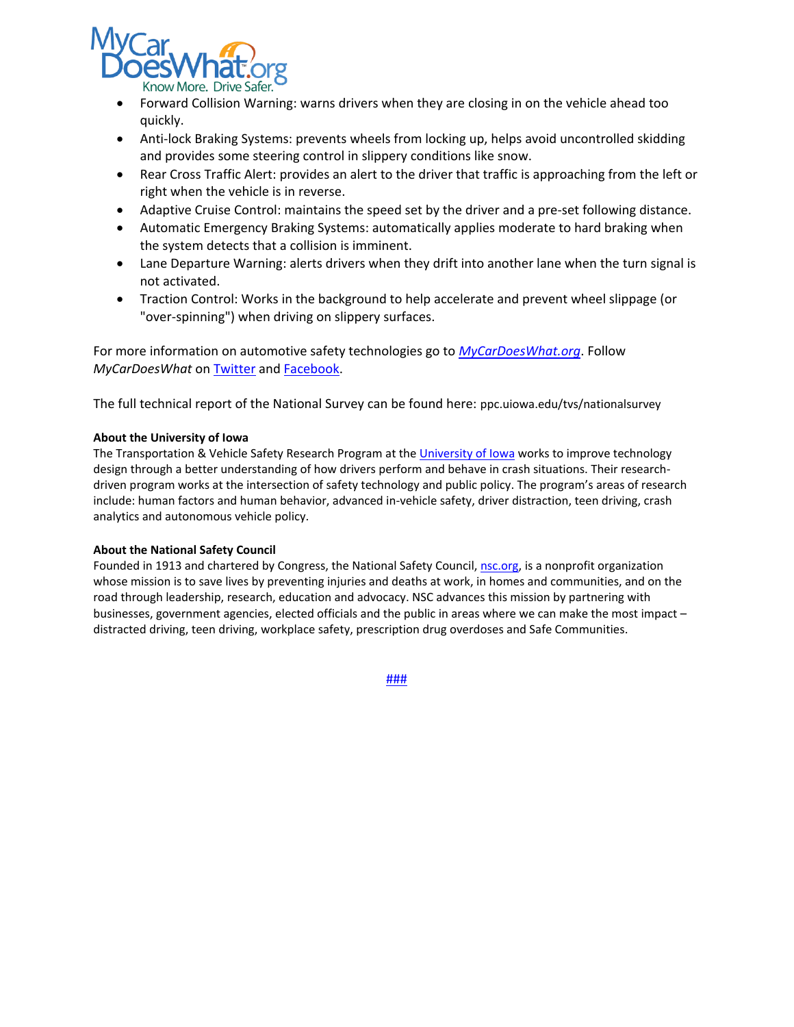- Forward Collision Warning: warns drivers when they are closing in on the vehicle ahead too quickly.
- Anti-lock Braking Systems: prevents wheels from locking up, helps avoid uncontrolled skidding and provides some steering control in slippery conditions like snow.
- Rear Cross Traffic Alert: provides an alert to the driver that traffic is approaching from the left or right when the vehicle is in reverse.
- Adaptive Cruise Control: maintains the speed set by the driver and a pre-set following distance.
- Automatic Emergency Braking Systems: automatically applies moderate to hard braking when the system detects that a collision is imminent.
- Lane Departure Warning: alerts drivers when they drift into another lane when the turn signal is not activated.
- Traction Control: Works in the background to help accelerate and prevent wheel slippage (or "over-spinning") when driving on slippery surfaces.

For more information on automotive safety technologies go to *MyCarDoesWhat.org*. Follow *MyCarDoesWhat* on Twitter and Facebook.

The full technical report of the National Survey can be found here: ppc.uiowa.edu/tvs/nationalsurvey

**About the University of Iowa**
The Transportation & Vehicle Safety Research Program at the University of Iowa works to improve technology design through a better understanding of how drivers perform and behave in crash situations. Their research-driven program works at the intersection of safety technology and public policy. The program's areas of research include: human factors and human behavior, advanced in-vehicle safety, driver distraction, teen driving, crash analytics and autonomous vehicle policy.

**About the National Safety Council**
Founded in 1913 and chartered by Congress, the National Safety Council, nsc.org, is a nonprofit organization whose mission is to save lives by preventing injuries and deaths at work, in homes and communities, and on the road through leadership, research, education and advocacy. NSC advances this mission by partnering with businesses, government agencies, elected officials and the public in areas where we can make the most impact – distracted driving, teen driving, workplace safety, prescription drug overdoses and Safe Communities.

###